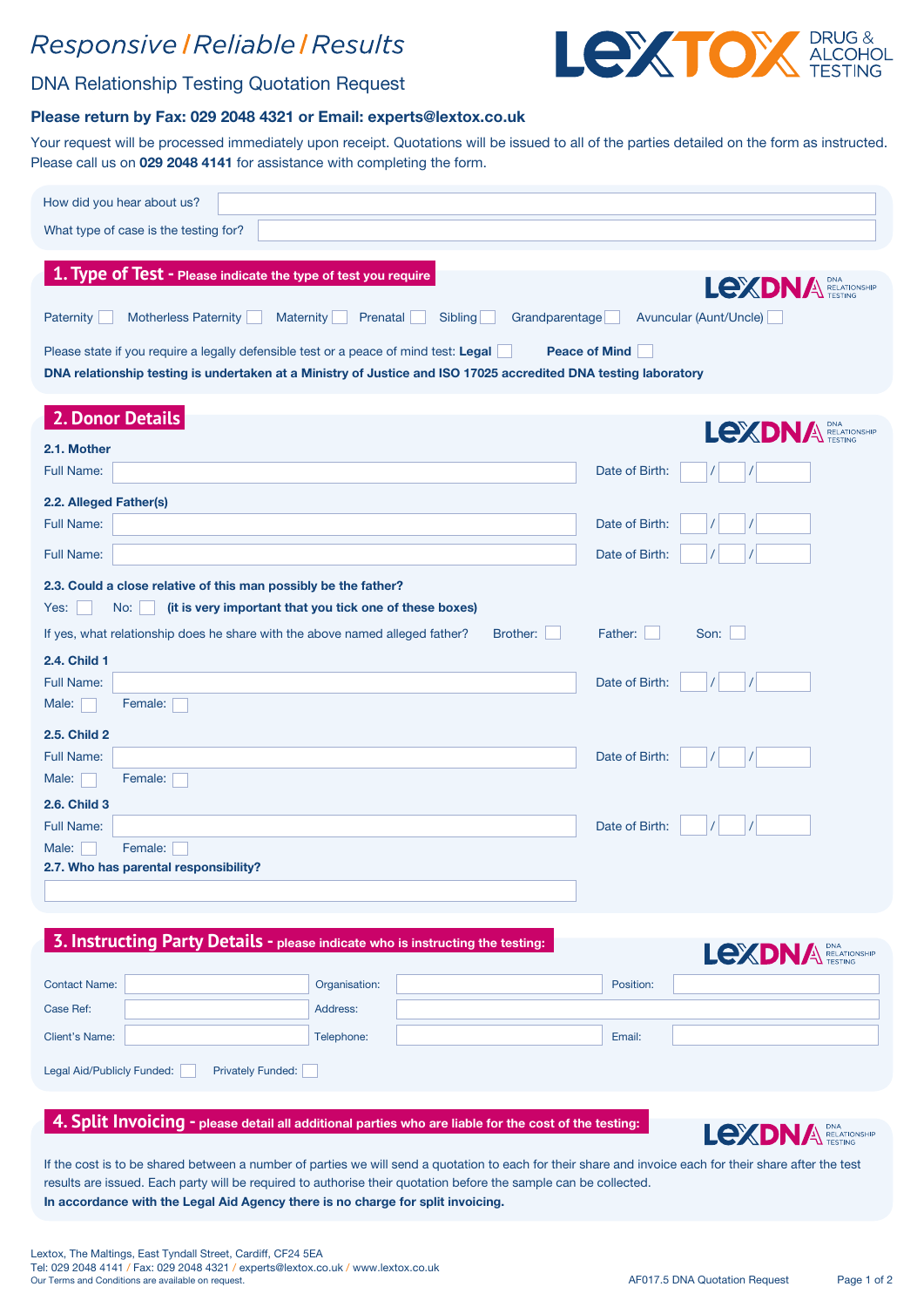# Responsive / Reliable / Results

LEXTOX DRUG & ALCOHOL TESTING

## DNA Relationship Testing Quotation Request

**Please return by Fax: 029 2048 4321 or Email: experts@lextox.co.uk**

Your request will be processed immediately upon receipt. Quotations will be issued to all of the parties detailed on the form as instructed. Please call us on **029 2048 4141** for assistance with completing the form.

How did you hear about us?

What type of case is the testing for?

## 1. Type of Test - Please indicate the type of test you require

LEXDNA DNA RELATIONSHIP TESTING

Paternity ☐ Motherless Paternity ☐ Maternity ☐ Prenatal ☐ Sibling ☐ Grandparentage ☐ Avuncular (Aunt/Uncle) ☐

Please state if you require a legally defensible test or a peace of mind test: **Legal** ☐ **Peace of Mind** ☐

**DNA relationship testing is undertaken at a Ministry of Justice and ISO 17025 accredited DNA testing laboratory**

## 2. Donor Details

LEXDNA DNA RELATIONSHIP TESTING

**2.1. Mother**

Full Name: Date of Birth: / /

**2.2. Alleged Father(s)**

Full Name: Date of Birth: / /

Full Name: Date of Birth: / /

**2.3. Could a close relative of this man possibly be the father?**

Yes: ☐ No: ☐ **(it is very important that you tick one of these boxes)**

If yes, what relationship does he share with the above named alleged father? Brother: ☐ Father: ☐ Son: ☐

**2.4. Child 1**

Full Name: Date of Birth: / /

Male: ☐ Female: ☐

**2.5. Child 2**

Full Name: Date of Birth: / /

Male: ☐ Female: ☐

**2.6. Child 3**

Full Name: Date of Birth: / /

Male: ☐ Female: ☐

**2.7. Who has parental responsibility?**

## 3. Instructing Party Details - please indicate who is instructing the testing:

LEXDNA DNA RELATIONSHIP TESTING

Contact Name: Organisation: Position:

Case Ref: Address:

Client's Name: Telephone: Email:

Legal Aid/Publicly Funded: ☐ Privately Funded: ☐

## 4. Split Invoicing - please detail all additional parties who are liable for the cost of the testing:

LEXDNA DNA RELATIONSHIP TESTING

If the cost is to be shared between a number of parties we will send a quotation to each for their share and invoice each for their share after the test results are issued. Each party will be required to authorise their quotation before the sample can be collected.

**In accordance with the Legal Aid Agency there is no charge for split invoicing.**

Lextox, The Maltings, East Tyndall Street, Cardiff, CF24 5EA
Tel: 029 2048 4141 / Fax: 029 2048 4321 / experts@lextox.co.uk / www.lextox.co.uk
Our Terms and Conditions are available on request.

AF017.5 DNA Quotation Request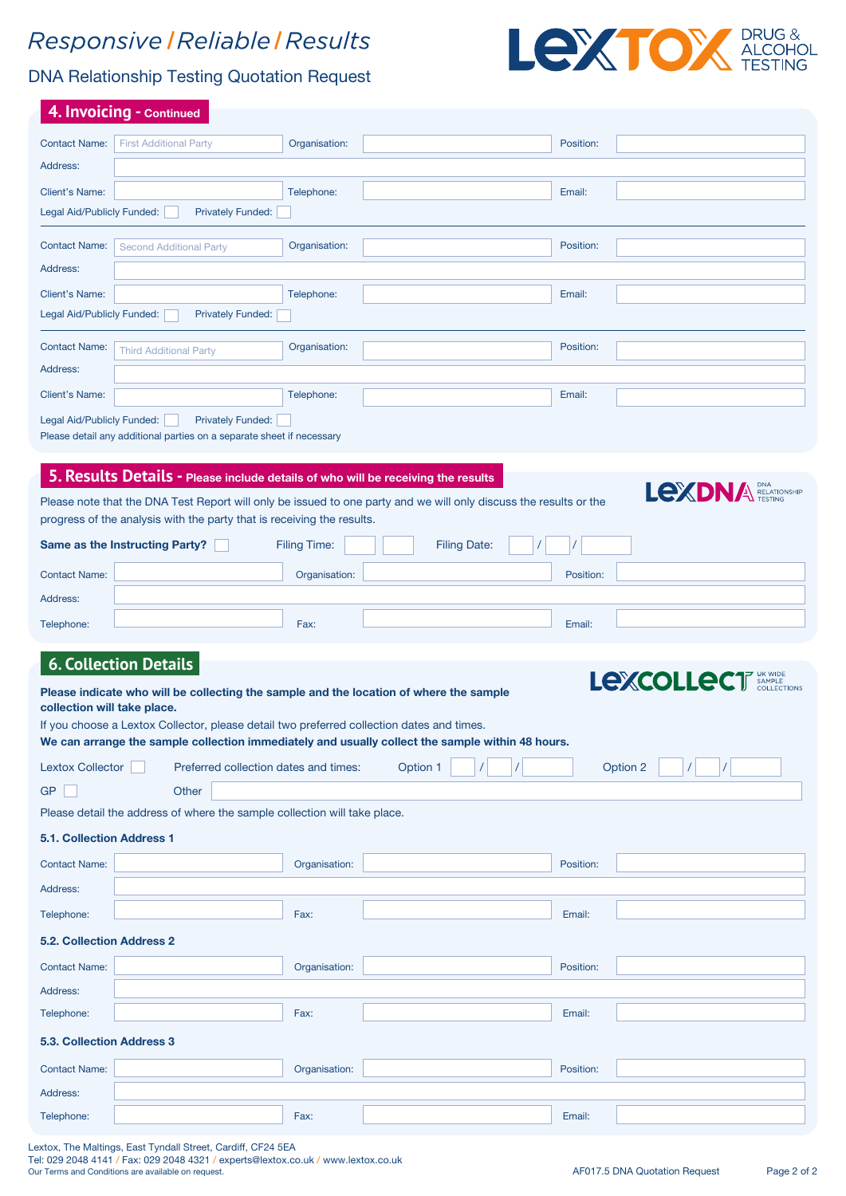# Responsive / Reliable / Results

## DNA Relationship Testing Quotation Request

LEXTOX DRUG & ALCOHOL TESTING

## 4. Invoicing - Continued

Contact Name: First Additional Party | Organisation: | Position:

Address:

Client's Name: | Telephone: | Email:

Legal Aid/Publicly Funded: ☐ Privately Funded: ☐

Contact Name: Second Additional Party | Organisation: | Position:

Address:

Client's Name: | Telephone: | Email:

Legal Aid/Publicly Funded: ☐ Privately Funded: ☐

Contact Name: Third Additional Party | Organisation: | Position:

Address:

Client's Name: | Telephone: | Email:

Legal Aid/Publicly Funded: ☐ Privately Funded: ☐

Please detail any additional parties on a separate sheet if necessary

## 5. Results Details - Please include details of who will be receiving the results

LEXDNA DNA RELATIONSHIP TESTING

Please note that the DNA Test Report will only be issued to one party and we will only discuss the results or the progress of the analysis with the party that is receiving the results.

**Same as the Instructing Party?** ☐ Filing Time: | Filing Date: / /

Contact Name: | Organisation: | Position:

Address:

Telephone: | Fax: | Email:

## 6. Collection Details

LEXCOLLECT UK WIDE SAMPLE COLLECTIONS

**Please indicate who will be collecting the sample and the location of where the sample collection will take place.**

If you choose a Lextox Collector, please detail two preferred collection dates and times.

**We can arrange the sample collection immediately and usually collect the sample within 48 hours.**

Lextox Collector ☐ Preferred collection dates and times: Option 1 / / Option 2 / /

GP ☐ Other

Please detail the address of where the sample collection will take place.

### 5.1. Collection Address 1

Contact Name: | Organisation: | Position:

Address:

Telephone: | Fax: | Email:

### 5.2. Collection Address 2

Contact Name: | Organisation: | Position:

Address:

Telephone: | Fax: | Email:

### 5.3. Collection Address 3

Contact Name: | Organisation: | Position:

Address:

Telephone: | Fax: | Email:

Lextox, The Maltings, East Tyndall Street, Cardiff, CF24 5EA
Tel: 029 2048 4141 / Fax: 029 2048 4321 / experts@lextox.co.uk / www.lextox.co.uk
Our Terms and Conditions are available on request.

AF017.5 DNA Quotation Request